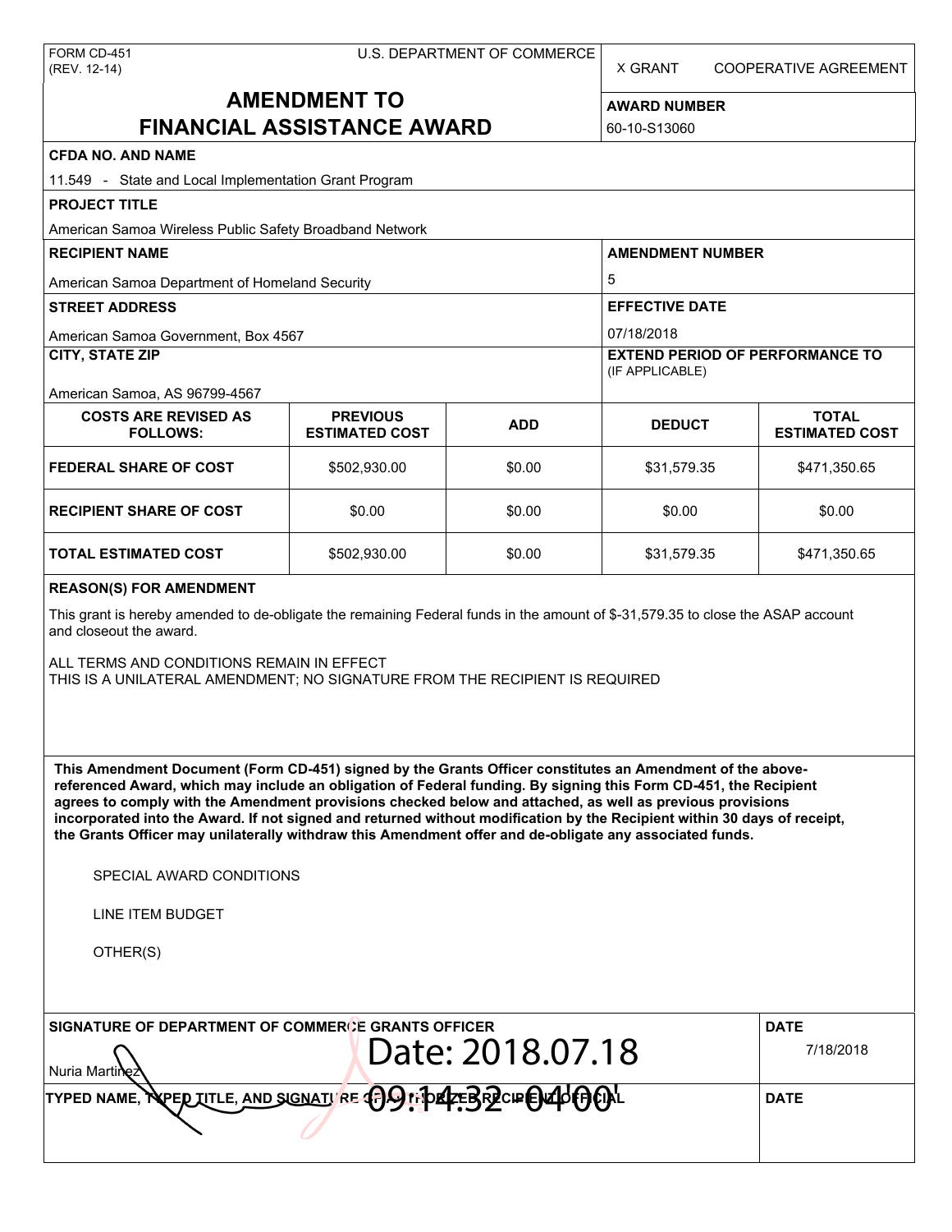FORM CD-451
(REV. 12-14)

U.S. DEPARTMENT OF COMMERCE

X GRANT    COOPERATIVE AGREEMENT

# AMENDMENT TO FINANCIAL ASSISTANCE AWARD

**AWARD NUMBER**

60-10-S13060

**CFDA NO. AND NAME**

11.549 - State and Local Implementation Grant Program

**PROJECT TITLE**

American Samoa Wireless Public Safety Broadband Network

**RECIPIENT NAME**

American Samoa Department of Homeland Security

**AMENDMENT NUMBER**

5

**STREET ADDRESS**

American Samoa Government, Box 4567

**EFFECTIVE DATE**

07/18/2018

**CITY, STATE ZIP**

American Samoa, AS 96799-4567

**EXTEND PERIOD OF PERFORMANCE TO** (IF APPLICABLE)

| COSTS ARE REVISED AS FOLLOWS: | PREVIOUS ESTIMATED COST | ADD | DEDUCT | TOTAL ESTIMATED COST |
|---|---|---|---|---|
| **FEDERAL SHARE OF COST** | $502,930.00 | $0.00 | $31,579.35 | $471,350.65 |
| **RECIPIENT SHARE OF COST** | $0.00 | $0.00 | $0.00 | $0.00 |
| **TOTAL ESTIMATED COST** | $502,930.00 | $0.00 | $31,579.35 | $471,350.65 |

**REASON(S) FOR AMENDMENT**

This grant is hereby amended to de-obligate the remaining Federal funds in the amount of $-31,579.35 to close the ASAP account and closeout the award.

ALL TERMS AND CONDITIONS REMAIN IN EFFECT
THIS IS A UNILATERAL AMENDMENT; NO SIGNATURE FROM THE RECIPIENT IS REQUIRED

**This Amendment Document (Form CD-451) signed by the Grants Officer constitutes an Amendment of the above-referenced Award, which may include an obligation of Federal funding. By signing this Form CD-451, the Recipient agrees to comply with the Amendment provisions checked below and attached, as well as previous provisions incorporated into the Award. If not signed and returned without modification by the Recipient within 30 days of receipt, the Grants Officer may unilaterally withdraw this Amendment offer and de-obligate any associated funds.**

SPECIAL AWARD CONDITIONS

LINE ITEM BUDGET

OTHER(S)

**SIGNATURE OF DEPARTMENT OF COMMERCE GRANTS OFFICER**

Nuria Martinez

Date: 2018.07.18 09:14:32 -04'00'

**DATE**

7/18/2018

**TYPED NAME, TYPED TITLE, AND SIGNATURE OF AUTHORIZED RECIPIENT OFFICIAL**

**DATE**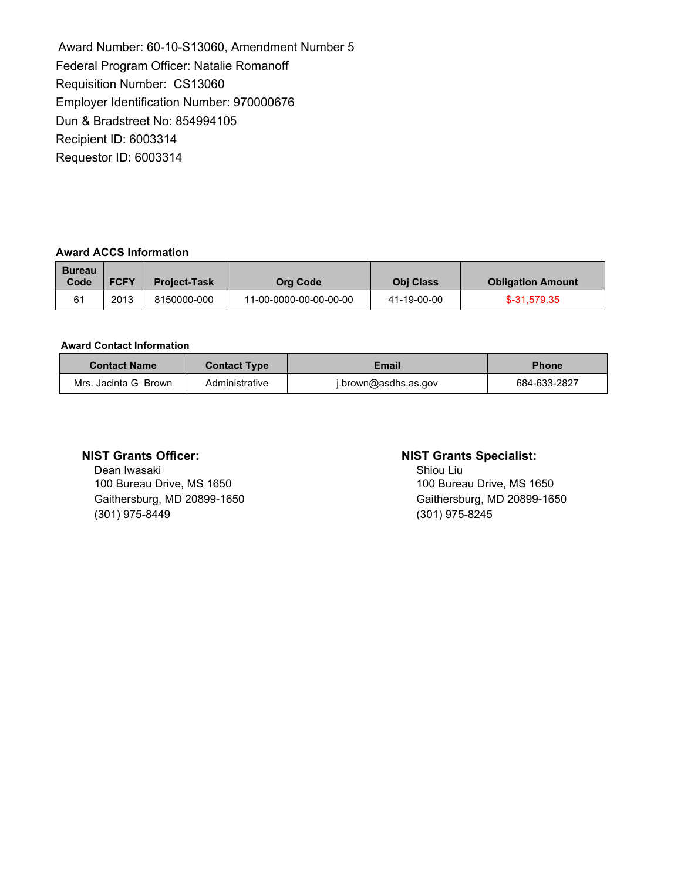Award Number: 60-10-S13060, Amendment Number 5
Federal Program Officer: Natalie Romanoff
Requisition Number: CS13060
Employer Identification Number: 970000676
Dun & Bradstreet No: 854994105
Recipient ID: 6003314
Requestor ID: 6003314

### Award ACCS Information

| Bureau Code | FCFY | Project-Task | Org Code | Obj Class | Obligation Amount |
|---|---|---|---|---|---|
| 61 | 2013 | 8150000-000 | 11-00-0000-00-00-00-00 | 41-19-00-00 | $-31,579.35 |

### Award Contact Information

| Contact Name | Contact Type | Email | Phone |
|---|---|---|---|
| Mrs. Jacinta G Brown | Administrative | j.brown@asdhs.as.gov | 684-633-2827 |

**NIST Grants Officer:**
Dean Iwasaki
100 Bureau Drive, MS 1650
Gaithersburg, MD 20899-1650
(301) 975-8449

**NIST Grants Specialist:**
Shiou Liu
100 Bureau Drive, MS 1650
Gaithersburg, MD 20899-1650
(301) 975-8245